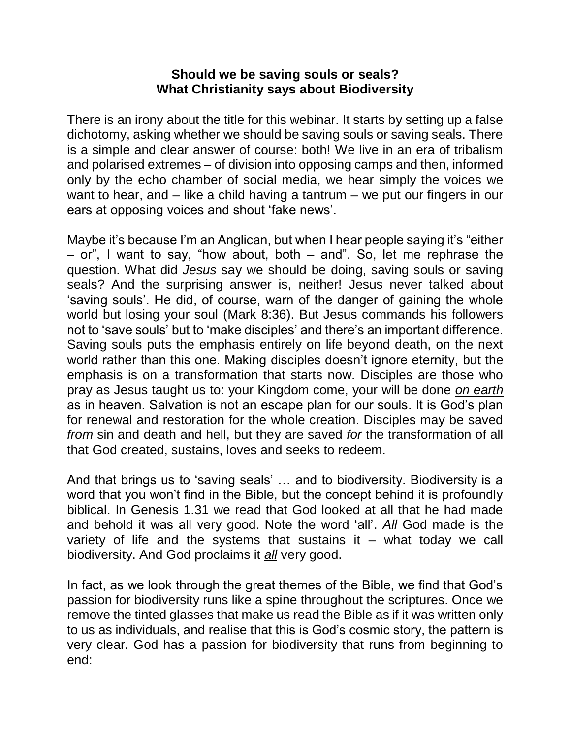**Should we be saving souls or seals?**
**What Christianity says about Biodiversity**

There is an irony about the title for this webinar. It starts by setting up a false dichotomy, asking whether we should be saving souls or saving seals. There is a simple and clear answer of course: both! We live in an era of tribalism and polarised extremes – of division into opposing camps and then, informed only by the echo chamber of social media, we hear simply the voices we want to hear, and – like a child having a tantrum – we put our fingers in our ears at opposing voices and shout 'fake news'.

Maybe it's because I'm an Anglican, but when I hear people saying it's "either – or", I want to say, "how about, both – and". So, let me rephrase the question. What did *Jesus* say we should be doing, saving souls or saving seals? And the surprising answer is, neither! Jesus never talked about 'saving souls'. He did, of course, warn of the danger of gaining the whole world but losing your soul (Mark 8:36). But Jesus commands his followers not to 'save souls' but to 'make disciples' and there's an important difference. Saving souls puts the emphasis entirely on life beyond death, on the next world rather than this one. Making disciples doesn't ignore eternity, but the emphasis is on a transformation that starts now. Disciples are those who pray as Jesus taught us to: your Kingdom come, your will be done ***on earth*** as in heaven. Salvation is not an escape plan for our souls. It is God's plan for renewal and restoration for the whole creation. Disciples may be saved *from* sin and death and hell, but they are saved *for* the transformation of all that God created, sustains, loves and seeks to redeem.

And that brings us to 'saving seals' … and to biodiversity. Biodiversity is a word that you won't find in the Bible, but the concept behind it is profoundly biblical. In Genesis 1.31 we read that God looked at all that he had made and behold it was all very good. Note the word 'all'. *All* God made is the variety of life and the systems that sustains it – what today we call biodiversity. And God proclaims it ***all*** very good.

In fact, as we look through the great themes of the Bible, we find that God's passion for biodiversity runs like a spine throughout the scriptures. Once we remove the tinted glasses that make us read the Bible as if it was written only to us as individuals, and realise that this is God's cosmic story, the pattern is very clear. God has a passion for biodiversity that runs from beginning to end: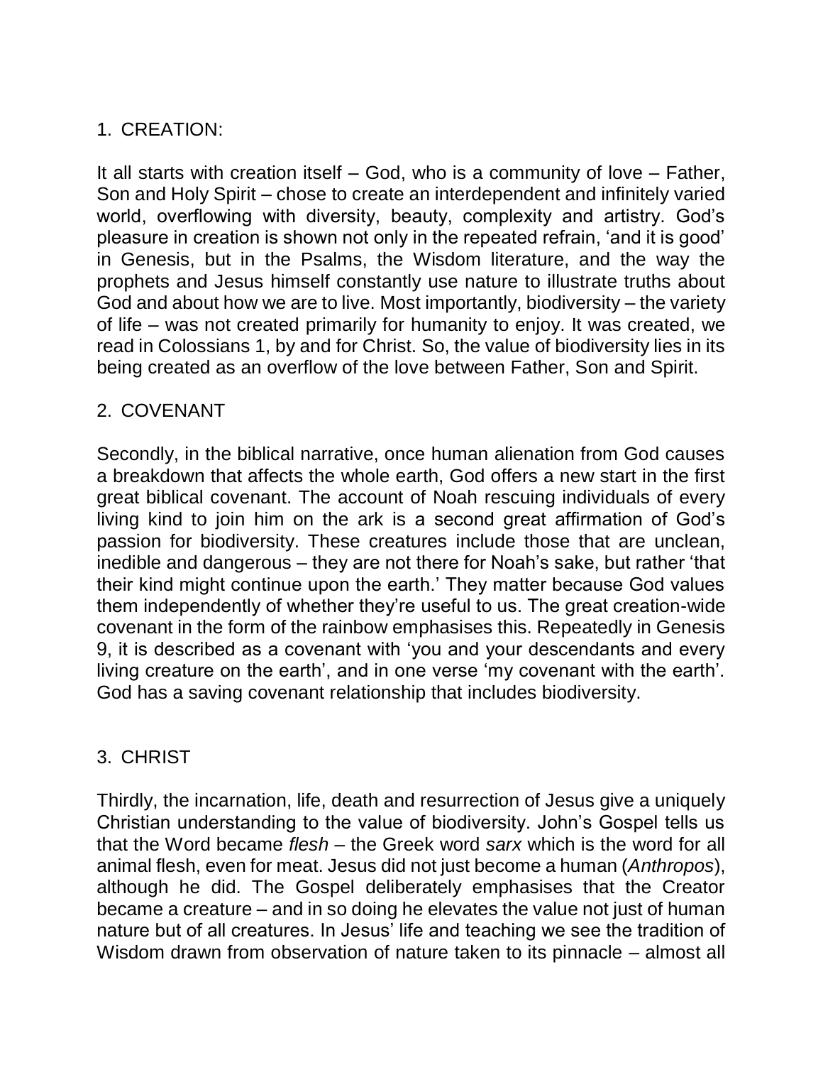1. CREATION:

It all starts with creation itself – God, who is a community of love – Father, Son and Holy Spirit – chose to create an interdependent and infinitely varied world, overflowing with diversity, beauty, complexity and artistry. God's pleasure in creation is shown not only in the repeated refrain, 'and it is good' in Genesis, but in the Psalms, the Wisdom literature, and the way the prophets and Jesus himself constantly use nature to illustrate truths about God and about how we are to live. Most importantly, biodiversity – the variety of life – was not created primarily for humanity to enjoy. It was created, we read in Colossians 1, by and for Christ. So, the value of biodiversity lies in its being created as an overflow of the love between Father, Son and Spirit.

2. COVENANT

Secondly, in the biblical narrative, once human alienation from God causes a breakdown that affects the whole earth, God offers a new start in the first great biblical covenant. The account of Noah rescuing individuals of every living kind to join him on the ark is a second great affirmation of God's passion for biodiversity. These creatures include those that are unclean, inedible and dangerous – they are not there for Noah's sake, but rather 'that their kind might continue upon the earth.' They matter because God values them independently of whether they're useful to us. The great creation-wide covenant in the form of the rainbow emphasises this. Repeatedly in Genesis 9, it is described as a covenant with 'you and your descendants and every living creature on the earth', and in one verse 'my covenant with the earth'. God has a saving covenant relationship that includes biodiversity.

3. CHRIST

Thirdly, the incarnation, life, death and resurrection of Jesus give a uniquely Christian understanding to the value of biodiversity. John's Gospel tells us that the Word became *flesh* – the Greek word *sarx* which is the word for all animal flesh, even for meat. Jesus did not just become a human (*Anthropos*), although he did. The Gospel deliberately emphasises that the Creator became a creature – and in so doing he elevates the value not just of human nature but of all creatures. In Jesus' life and teaching we see the tradition of Wisdom drawn from observation of nature taken to its pinnacle – almost all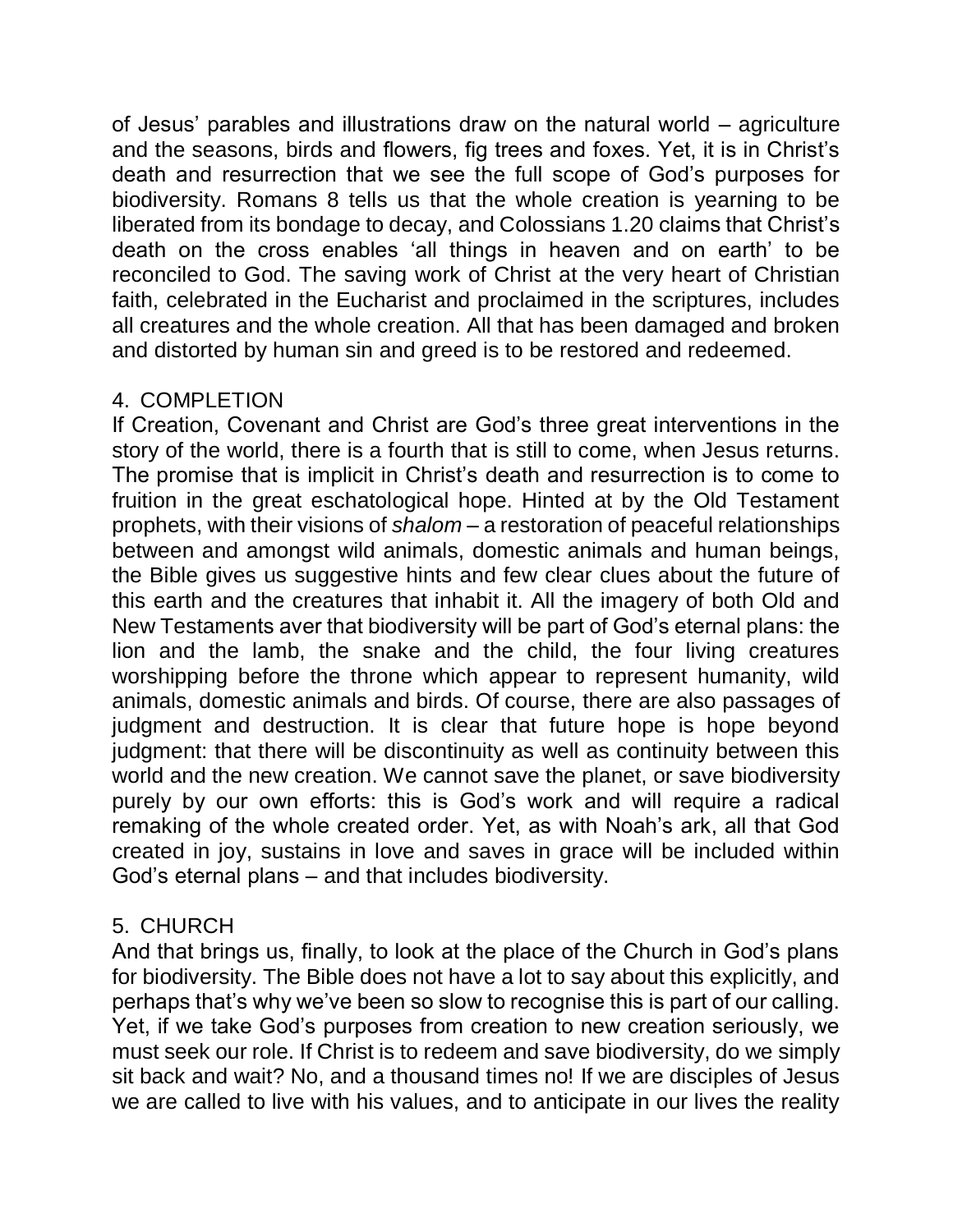of Jesus' parables and illustrations draw on the natural world – agriculture and the seasons, birds and flowers, fig trees and foxes. Yet, it is in Christ's death and resurrection that we see the full scope of God's purposes for biodiversity. Romans 8 tells us that the whole creation is yearning to be liberated from its bondage to decay, and Colossians 1.20 claims that Christ's death on the cross enables 'all things in heaven and on earth' to be reconciled to God. The saving work of Christ at the very heart of Christian faith, celebrated in the Eucharist and proclaimed in the scriptures, includes all creatures and the whole creation. All that has been damaged and broken and distorted by human sin and greed is to be restored and redeemed.

4. COMPLETION

If Creation, Covenant and Christ are God's three great interventions in the story of the world, there is a fourth that is still to come, when Jesus returns. The promise that is implicit in Christ's death and resurrection is to come to fruition in the great eschatological hope. Hinted at by the Old Testament prophets, with their visions of *shalom* – a restoration of peaceful relationships between and amongst wild animals, domestic animals and human beings, the Bible gives us suggestive hints and few clear clues about the future of this earth and the creatures that inhabit it. All the imagery of both Old and New Testaments aver that biodiversity will be part of God's eternal plans: the lion and the lamb, the snake and the child, the four living creatures worshipping before the throne which appear to represent humanity, wild animals, domestic animals and birds. Of course, there are also passages of judgment and destruction. It is clear that future hope is hope beyond judgment: that there will be discontinuity as well as continuity between this world and the new creation. We cannot save the planet, or save biodiversity purely by our own efforts: this is God's work and will require a radical remaking of the whole created order. Yet, as with Noah's ark, all that God created in joy, sustains in love and saves in grace will be included within God's eternal plans – and that includes biodiversity.

5. CHURCH

And that brings us, finally, to look at the place of the Church in God's plans for biodiversity. The Bible does not have a lot to say about this explicitly, and perhaps that's why we've been so slow to recognise this is part of our calling. Yet, if we take God's purposes from creation to new creation seriously, we must seek our role. If Christ is to redeem and save biodiversity, do we simply sit back and wait? No, and a thousand times no! If we are disciples of Jesus we are called to live with his values, and to anticipate in our lives the reality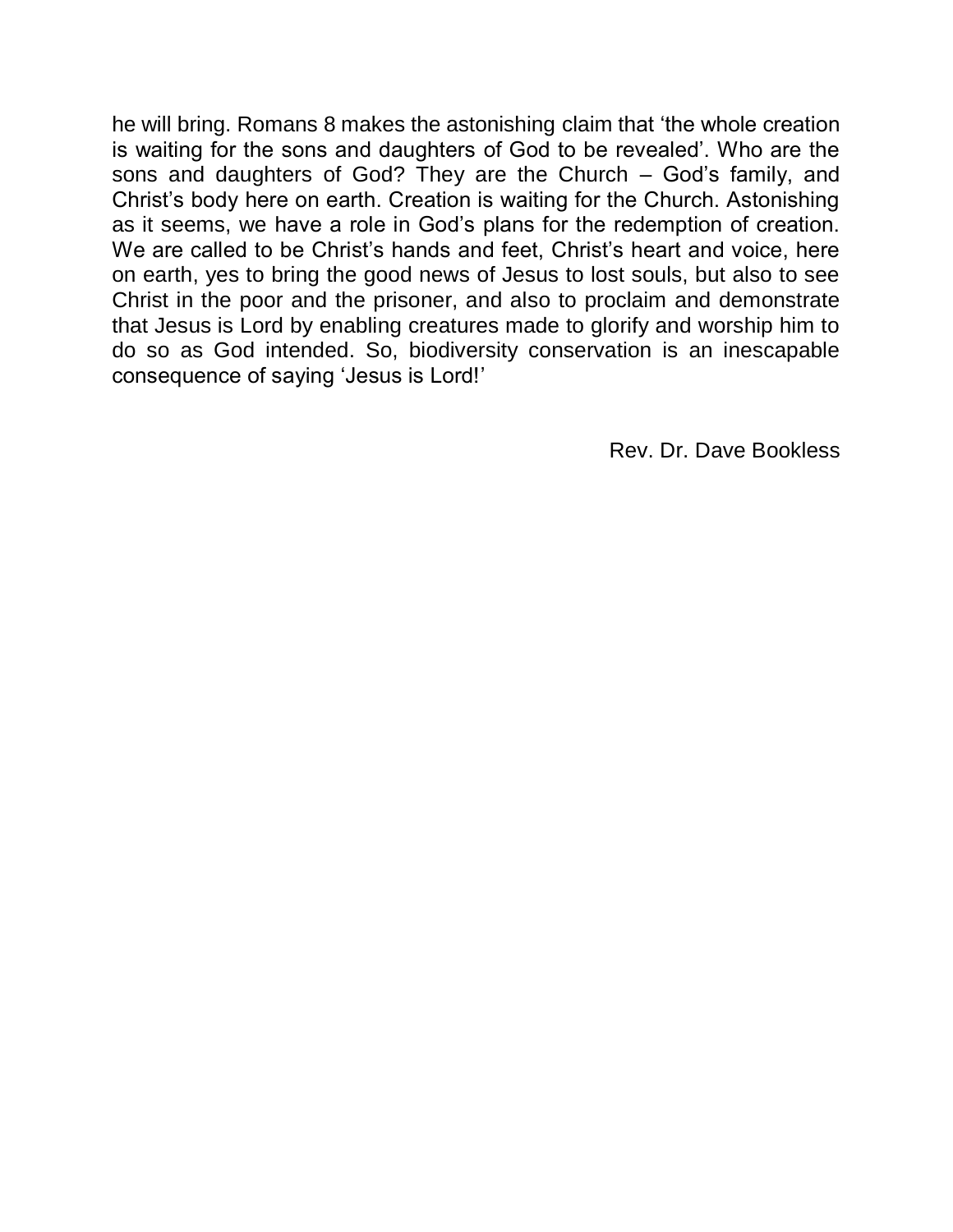he will bring. Romans 8 makes the astonishing claim that 'the whole creation is waiting for the sons and daughters of God to be revealed'. Who are the sons and daughters of God? They are the Church – God's family, and Christ's body here on earth. Creation is waiting for the Church. Astonishing as it seems, we have a role in God's plans for the redemption of creation. We are called to be Christ's hands and feet, Christ's heart and voice, here on earth, yes to bring the good news of Jesus to lost souls, but also to see Christ in the poor and the prisoner, and also to proclaim and demonstrate that Jesus is Lord by enabling creatures made to glorify and worship him to do so as God intended. So, biodiversity conservation is an inescapable consequence of saying 'Jesus is Lord!'

Rev. Dr. Dave Bookless